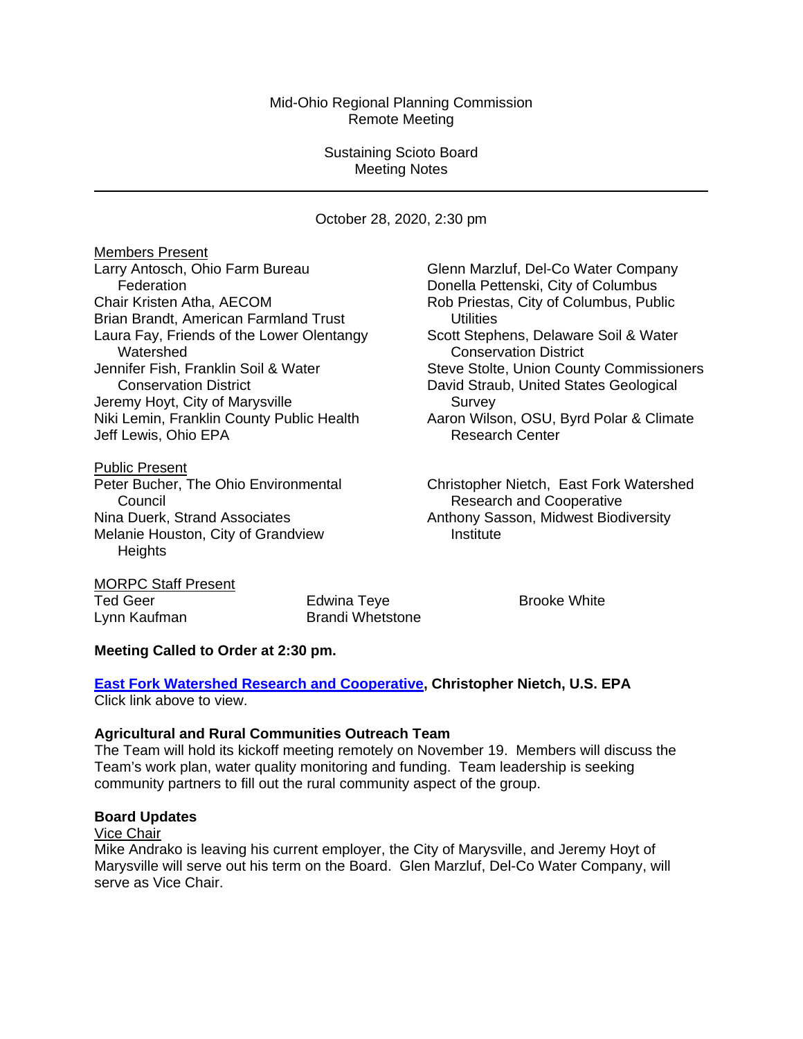Mid-Ohio Regional Planning Commission
Remote Meeting

Sustaining Scioto Board
Meeting Notes

---

October 28, 2020, 2:30 pm

Members Present

Larry Antosch, Ohio Farm Bureau Federation
Chair Kristen Atha, AECOM
Brian Brandt, American Farmland Trust
Laura Fay, Friends of the Lower Olentangy Watershed
Jennifer Fish, Franklin Soil & Water Conservation District
Jeremy Hoyt, City of Marysville
Niki Lemin, Franklin County Public Health
Jeff Lewis, Ohio EPA
Glenn Marzluf, Del-Co Water Company
Donella Pettenski, City of Columbus
Rob Priestas, City of Columbus, Public Utilities
Scott Stephens, Delaware Soil & Water Conservation District
Steve Stolte, Union County Commissioners
David Straub, United States Geological Survey
Aaron Wilson, OSU, Byrd Polar & Climate Research Center

Public Present

Peter Bucher, The Ohio Environmental Council
Nina Duerk, Strand Associates
Melanie Houston, City of Grandview Heights
Christopher Nietch, East Fork Watershed Research and Cooperative
Anthony Sasson, Midwest Biodiversity Institute

MORPC Staff Present

Ted Geer
Lynn Kaufman
Edwina Teye
Brandi Whetstone
Brooke White

**Meeting Called to Order at 2:30 pm.**

**East Fork Watershed Research and Cooperative, Christopher Nietch, U.S. EPA**
Click link above to view.

**Agricultural and Rural Communities Outreach Team**

The Team will hold its kickoff meeting remotely on November 19. Members will discuss the Team's work plan, water quality monitoring and funding. Team leadership is seeking community partners to fill out the rural community aspect of the group.

**Board Updates**

Vice Chair

Mike Andrako is leaving his current employer, the City of Marysville, and Jeremy Hoyt of Marysville will serve out his term on the Board. Glen Marzluf, Del-Co Water Company, will serve as Vice Chair.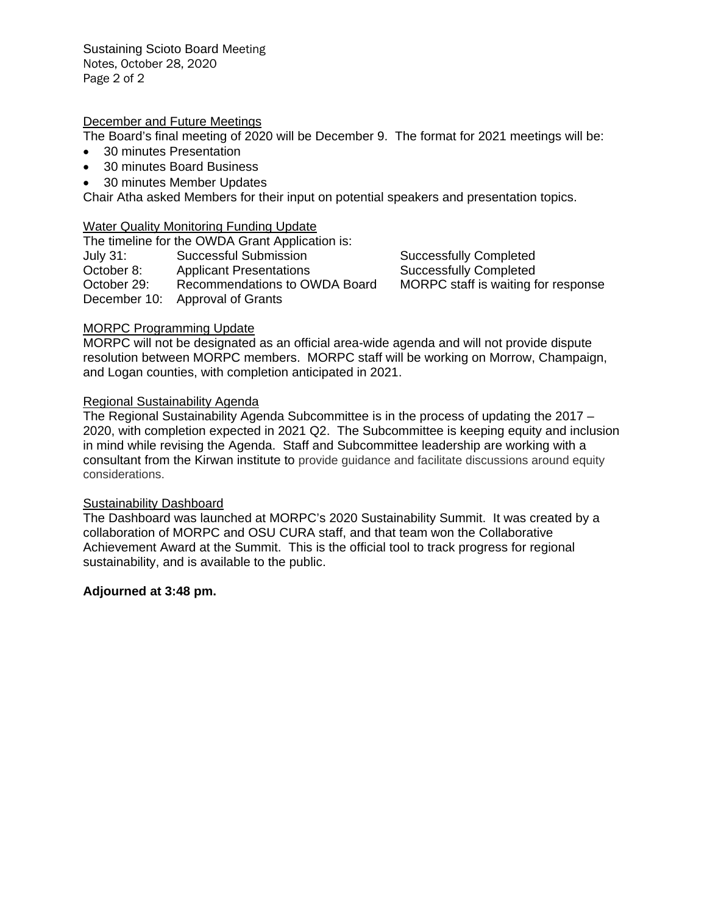## December and Future Meetings

The Board's final meeting of 2020 will be December 9. The format for 2021 meetings will be:

- 30 minutes Presentation
- 30 minutes Board Business
- 30 minutes Member Updates

Chair Atha asked Members for their input on potential speakers and presentation topics.

## Water Quality Monitoring Funding Update

The timeline for the OWDA Grant Application is:

| | | |
|---|---|---|
| July 31: | Successful Submission | Successfully Completed |
| October 8: | Applicant Presentations | Successfully Completed |
| October 29: | Recommendations to OWDA Board | MORPC staff is waiting for response |
| December 10: | Approval of Grants | |

## MORPC Programming Update

MORPC will not be designated as an official area-wide agenda and will not provide dispute resolution between MORPC members. MORPC staff will be working on Morrow, Champaign, and Logan counties, with completion anticipated in 2021.

## Regional Sustainability Agenda

The Regional Sustainability Agenda Subcommittee is in the process of updating the 2017 – 2020, with completion expected in 2021 Q2. The Subcommittee is keeping equity and inclusion in mind while revising the Agenda. Staff and Subcommittee leadership are working with a consultant from the Kirwan institute to provide guidance and facilitate discussions around equity considerations.

## Sustainability Dashboard

The Dashboard was launched at MORPC's 2020 Sustainability Summit. It was created by a collaboration of MORPC and OSU CURA staff, and that team won the Collaborative Achievement Award at the Summit. This is the official tool to track progress for regional sustainability, and is available to the public.

**Adjourned at 3:48 pm.**